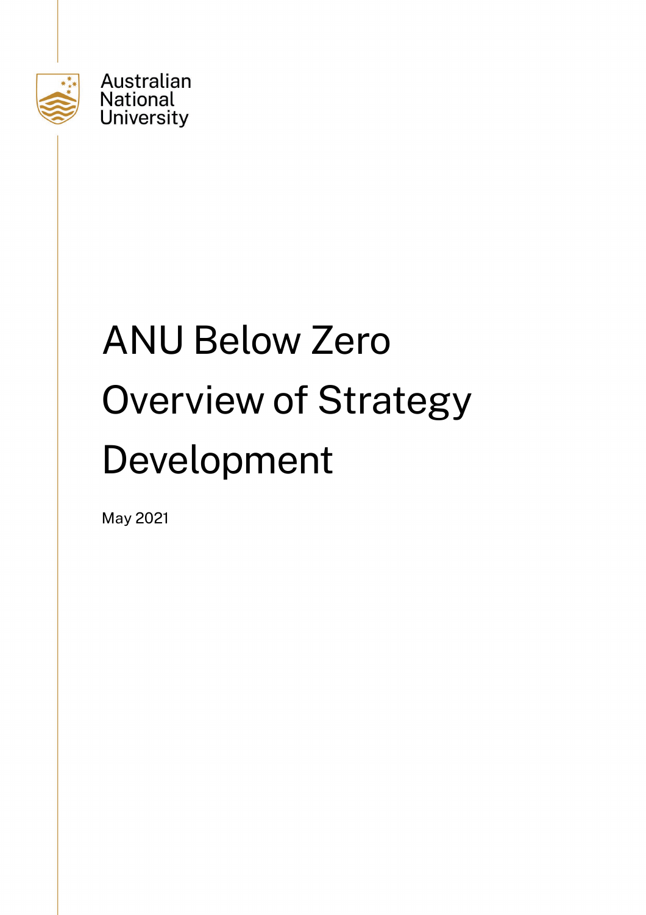Australian National University

# ANU Below Zero Overview of Strategy Development

May 2021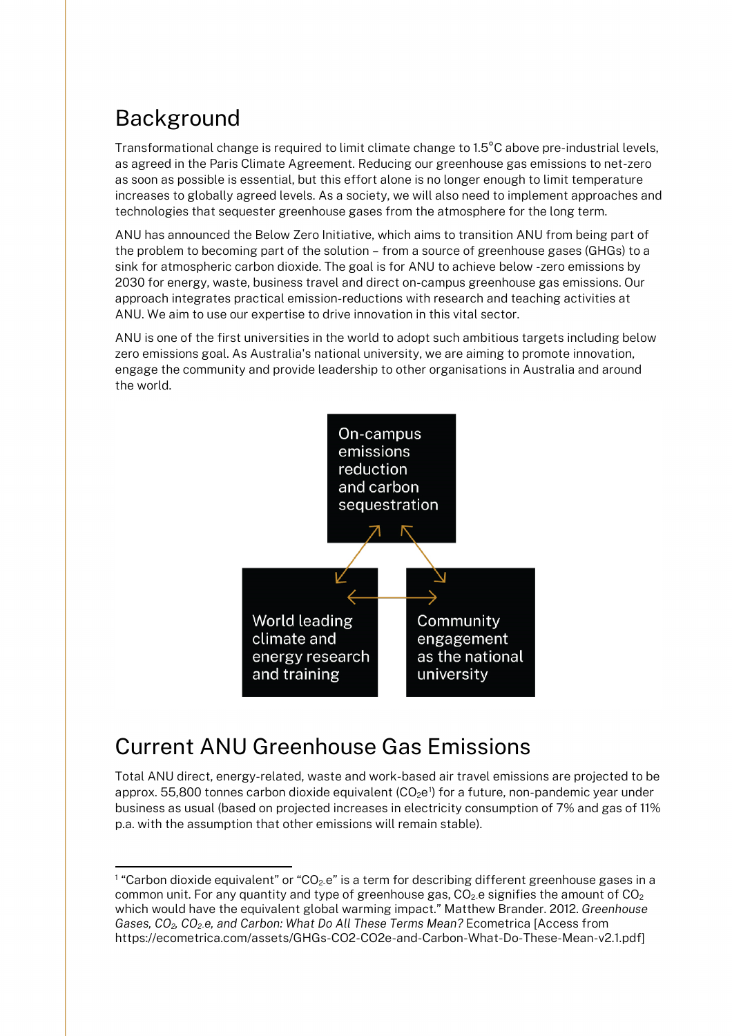## Background

Transformational change is required to limit climate change to 1.5°C above pre-industrial levels, as agreed in the Paris Climate Agreement. Reducing our greenhouse gas emissions to net-zero as soon as possible is essential, but this effort alone is no longer enough to limit temperature increases to globally agreed levels. As a society, we will also need to implement approaches and technologies that sequester greenhouse gases from the atmosphere for the long term.

ANU has announced the Below Zero Initiative, which aims to transition ANU from being part of the problem to becoming part of the solution – from a source of greenhouse gases (GHGs) to a sink for atmospheric carbon dioxide. The goal is for ANU to achieve below -zero emissions by 2030 for energy, waste, business travel and direct on-campus greenhouse gas emissions. Our approach integrates practical emission-reductions with research and teaching activities at ANU. We aim to use our expertise to drive innovation in this vital sector.

ANU is one of the first universities in the world to adopt such ambitious targets including below zero emissions goal. As Australia's national university, we are aiming to promote innovation, engage the community and provide leadership to other organisations in Australia and around the world.

On-campus emissions reduction and carbon sequestration

World leading climate and energy research and training

Community engagement as the national university

## Current ANU Greenhouse Gas Emissions

Total ANU direct, energy-related, waste and work-based air travel emissions are projected to be approx. 55,800 tonnes carbon dioxide equivalent ($CO_2e$[1]) for a future, non-pandemic year under business as usual (based on projected increases in electricity consumption of 7% and gas of 11% p.a. with the assumption that other emissions will remain stable).

---

[1] "Carbon dioxide equivalent" or "$CO_2$e" is a term for describing different greenhouse gases in a common unit. For any quantity and type of greenhouse gas, $CO_2$e signifies the amount of $CO_2$ which would have the equivalent global warming impact." Matthew Brander. 2012. *Greenhouse Gases, $CO_2$, $CO_2$e, and Carbon: What Do All These Terms Mean?* Ecometrica [Access from https://ecometrica.com/assets/GHGs-CO2-CO2e-and-Carbon-What-Do-These-Mean-v2.1.pdf]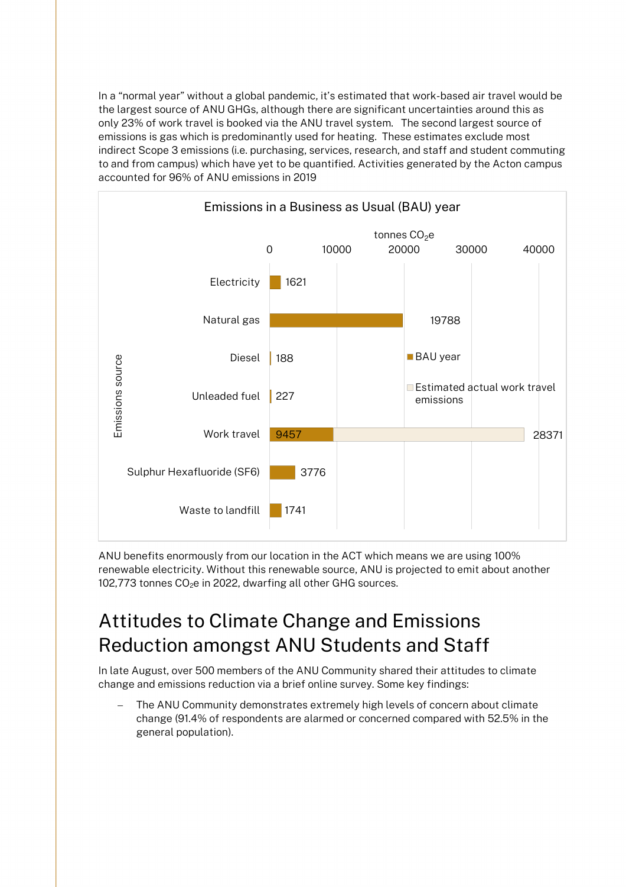In a "normal year" without a global pandemic, it's estimated that work-based air travel would be the largest source of ANU GHGs, although there are significant uncertainties around this as only 23% of work travel is booked via the ANU travel system. The second largest source of emissions is gas which is predominantly used for heating. These estimates exclude most indirect Scope 3 emissions (i.e. purchasing, services, research, and staff and student commuting to and from campus) which have yet to be quantified. Activities generated by the Acton campus accounted for 96% of ANU emissions in 2019

**Emissions in a Business as Usual (BAU) year**

| Emissions source | BAU year (tonnes $CO_2e$) | Estimated actual work travel emissions (tonnes $CO_2e$) |
|---|---|---|
| Electricity | 1621 | |
| Natural gas | 19788 | |
| Diesel | 188 | |
| Unleaded fuel | 227 | |
| Work travel | 9457 | 28371 |
| Sulphur Hexafluoride (SF6) | 3776 | |
| Waste to landfill | 1741 | |

ANU benefits enormously from our location in the ACT which means we are using 100% renewable electricity. Without this renewable source, ANU is projected to emit about another 102,773 tonnes $CO_2e$ in 2022, dwarfing all other GHG sources.

## Attitudes to Climate Change and Emissions Reduction amongst ANU Students and Staff

In late August, over 500 members of the ANU Community shared their attitudes to climate change and emissions reduction via a brief online survey. Some key findings:

- The ANU Community demonstrates extremely high levels of concern about climate change (91.4% of respondents are alarmed or concerned compared with 52.5% in the general population).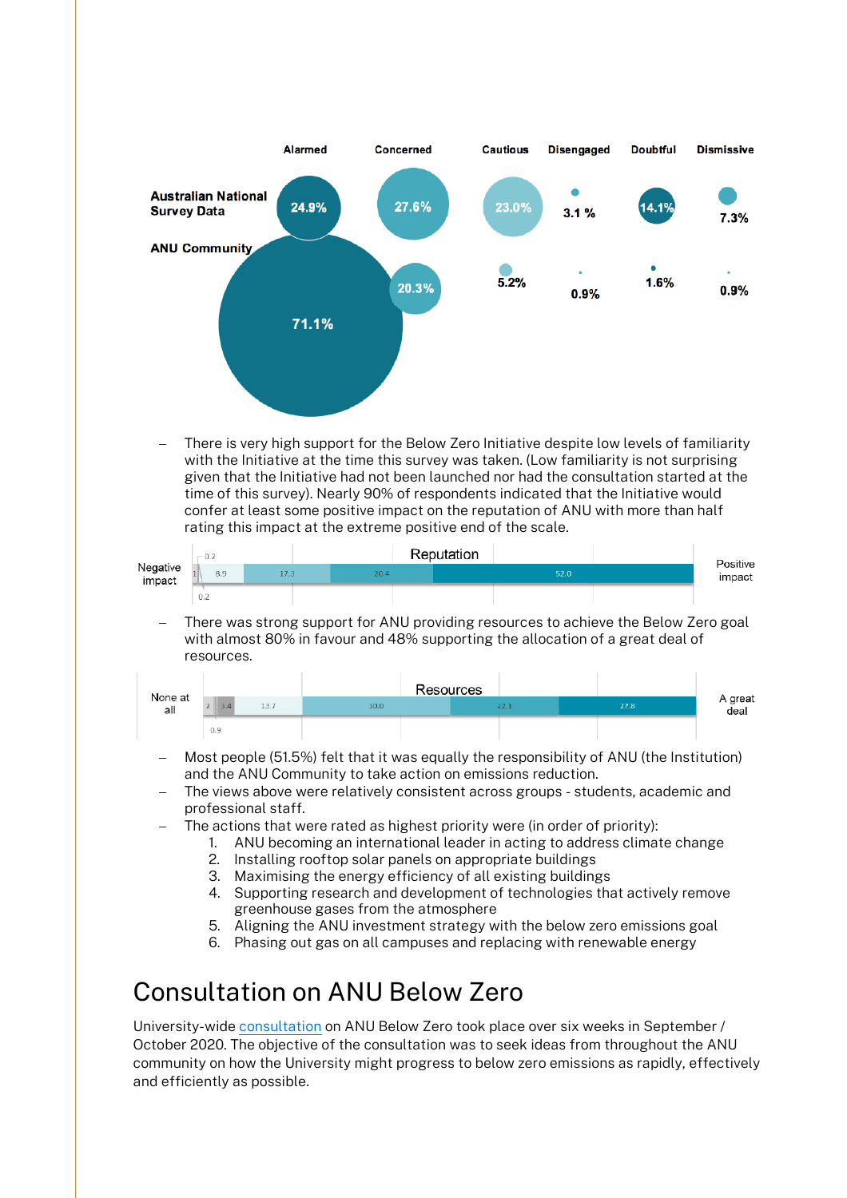|  | Alarmed | Concerned | Cautious | Disengaged | Doubtful | Dismissive |
|---|---|---|---|---|---|---|
| Australian National Survey Data | 24.9% | 27.6% | 23.0% | 3.1 % | 14.1% | 7.3% |
| ANU Community | 71.1% | 20.3% | 5.2% | 0.9% | 1.6% | 0.9% |

- There is very high support for the Below Zero Initiative despite low levels of familiarity with the Initiative at the time this survey was taken. (Low familiarity is not surprising given that the Initiative had not been launched nor had the consultation started at the time of this survey). Nearly 90% of respondents indicated that the Initiative would confer at least some positive impact on the reputation of ANU with more than half rating this impact at the extreme positive end of the scale.

**Reputation**

| Negative impact | 0.2 | 0.2 | 1 | 8.9 | 17.3 | 20.4 | 52.0 | Positive impact |
|---|---|---|---|---|---|---|---|---|

- There was strong support for ANU providing resources to achieve the Below Zero goal with almost 80% in favour and 48% supporting the allocation of a great deal of resources.

**Resources**

| None at all | 0.9 | 2 | 3.4 | 13.7 | 30.0 | 22.1 | 27.8 | A great deal |
|---|---|---|---|---|---|---|---|---|

- Most people (51.5%) felt that it was equally the responsibility of ANU (the Institution) and the ANU Community to take action on emissions reduction.
- The views above were relatively consistent across groups - students, academic and professional staff.
- The actions that were rated as highest priority were (in order of priority):
    1. ANU becoming an international leader in acting to address climate change
    2. Installing rooftop solar panels on appropriate buildings
    3. Maximising the energy efficiency of all existing buildings
    4. Supporting research and development of technologies that actively remove greenhouse gases from the atmosphere
    5. Aligning the ANU investment strategy with the below zero emissions goal
    6. Phasing out gas on all campuses and replacing with renewable energy

## Consultation on ANU Below Zero

University-wide consultation on ANU Below Zero took place over six weeks in September / October 2020. The objective of the consultation was to seek ideas from throughout the ANU community on how the University might progress to below zero emissions as rapidly, effectively and efficiently as possible.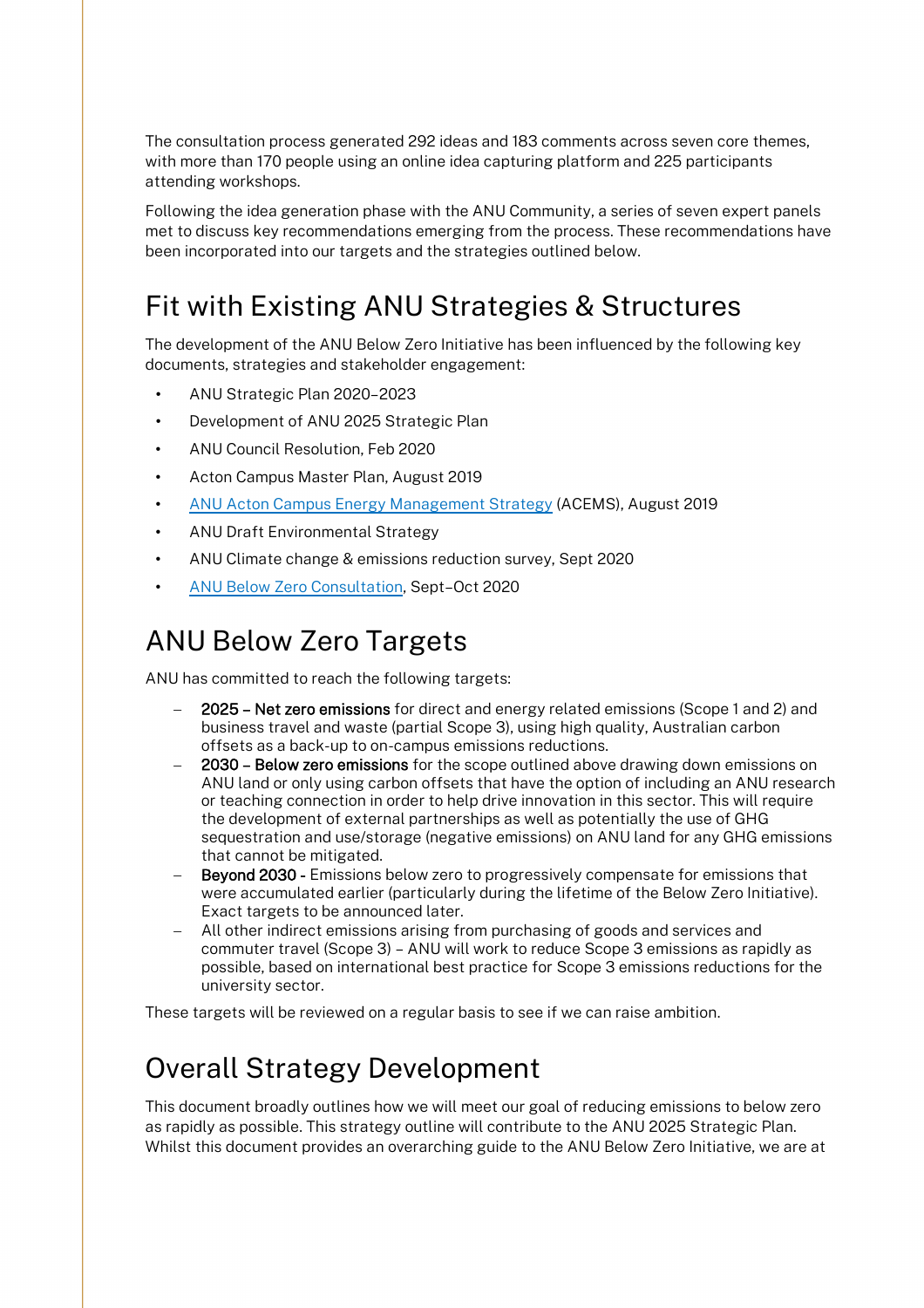The consultation process generated 292 ideas and 183 comments across seven core themes, with more than 170 people using an online idea capturing platform and 225 participants attending workshops.

Following the idea generation phase with the ANU Community, a series of seven expert panels met to discuss key recommendations emerging from the process. These recommendations have been incorporated into our targets and the strategies outlined below.

## Fit with Existing ANU Strategies & Structures

The development of the ANU Below Zero Initiative has been influenced by the following key documents, strategies and stakeholder engagement:

- ANU Strategic Plan 2020–2023
- Development of ANU 2025 Strategic Plan
- ANU Council Resolution, Feb 2020
- Acton Campus Master Plan, August 2019
- ANU Acton Campus Energy Management Strategy (ACEMS), August 2019
- ANU Draft Environmental Strategy
- ANU Climate change & emissions reduction survey, Sept 2020
- ANU Below Zero Consultation, Sept–Oct 2020

## ANU Below Zero Targets

ANU has committed to reach the following targets:

- **2025 – Net zero emissions** for direct and energy related emissions (Scope 1 and 2) and business travel and waste (partial Scope 3), using high quality, Australian carbon offsets as a back-up to on-campus emissions reductions.
- **2030 – Below zero emissions** for the scope outlined above drawing down emissions on ANU land or only using carbon offsets that have the option of including an ANU research or teaching connection in order to help drive innovation in this sector. This will require the development of external partnerships as well as potentially the use of GHG sequestration and use/storage (negative emissions) on ANU land for any GHG emissions that cannot be mitigated.
- **Beyond 2030 -** Emissions below zero to progressively compensate for emissions that were accumulated earlier (particularly during the lifetime of the Below Zero Initiative). Exact targets to be announced later.
- All other indirect emissions arising from purchasing of goods and services and commuter travel (Scope 3) – ANU will work to reduce Scope 3 emissions as rapidly as possible, based on international best practice for Scope 3 emissions reductions for the university sector.

These targets will be reviewed on a regular basis to see if we can raise ambition.

## Overall Strategy Development

This document broadly outlines how we will meet our goal of reducing emissions to below zero as rapidly as possible. This strategy outline will contribute to the ANU 2025 Strategic Plan. Whilst this document provides an overarching guide to the ANU Below Zero Initiative, we are at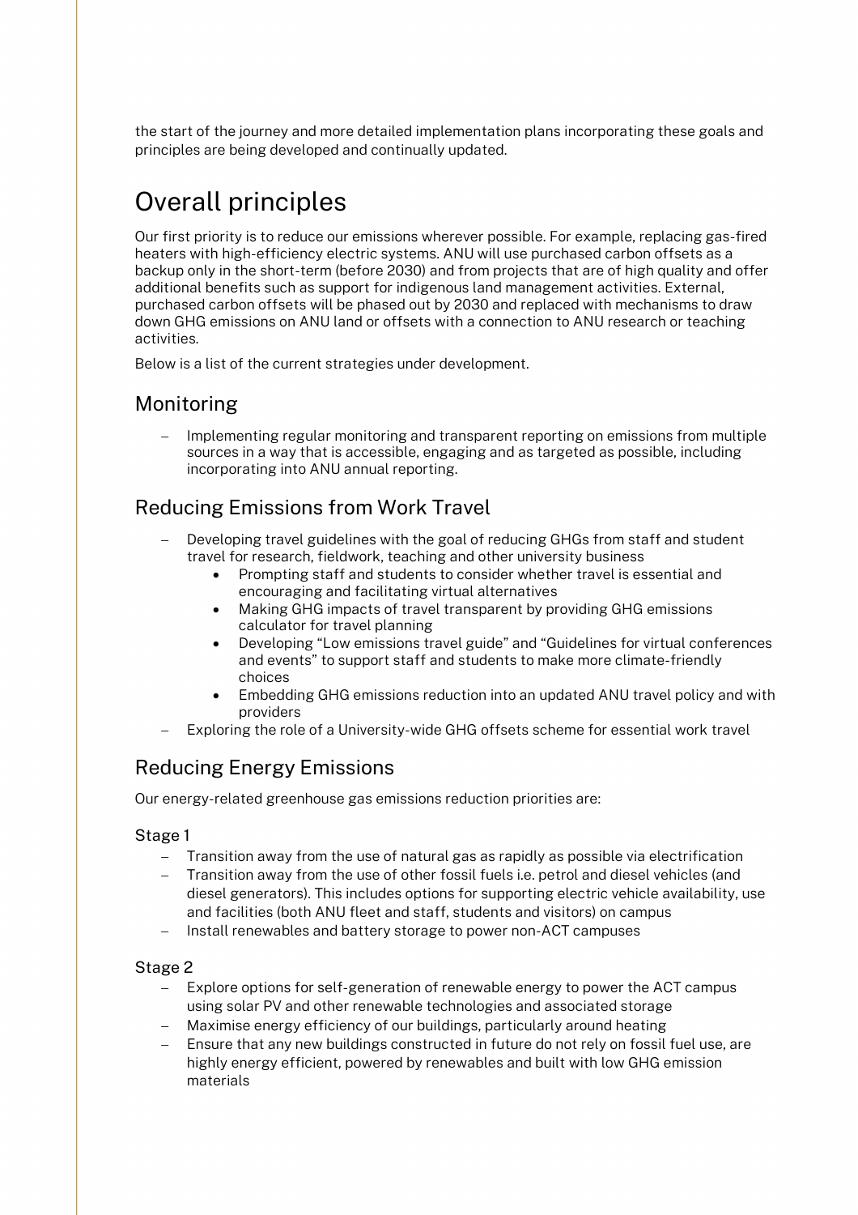the start of the journey and more detailed implementation plans incorporating these goals and principles are being developed and continually updated.

# Overall principles

Our first priority is to reduce our emissions wherever possible. For example, replacing gas-fired heaters with high-efficiency electric systems. ANU will use purchased carbon offsets as a backup only in the short-term (before 2030) and from projects that are of high quality and offer additional benefits such as support for indigenous land management activities. External, purchased carbon offsets will be phased out by 2030 and replaced with mechanisms to draw down GHG emissions on ANU land or offsets with a connection to ANU research or teaching activities.

Below is a list of the current strategies under development.

## Monitoring

- Implementing regular monitoring and transparent reporting on emissions from multiple sources in a way that is accessible, engaging and as targeted as possible, including incorporating into ANU annual reporting.

## Reducing Emissions from Work Travel

- Developing travel guidelines with the goal of reducing GHGs from staff and student travel for research, fieldwork, teaching and other university business
    - Prompting staff and students to consider whether travel is essential and encouraging and facilitating virtual alternatives
    - Making GHG impacts of travel transparent by providing GHG emissions calculator for travel planning
    - Developing "Low emissions travel guide" and "Guidelines for virtual conferences and events" to support staff and students to make more climate-friendly choices
    - Embedding GHG emissions reduction into an updated ANU travel policy and with providers
- Exploring the role of a University-wide GHG offsets scheme for essential work travel

## Reducing Energy Emissions

Our energy-related greenhouse gas emissions reduction priorities are:

### Stage 1

- Transition away from the use of natural gas as rapidly as possible via electrification
- Transition away from the use of other fossil fuels i.e. petrol and diesel vehicles (and diesel generators). This includes options for supporting electric vehicle availability, use and facilities (both ANU fleet and staff, students and visitors) on campus
- Install renewables and battery storage to power non-ACT campuses

### Stage 2

- Explore options for self-generation of renewable energy to power the ACT campus using solar PV and other renewable technologies and associated storage
- Maximise energy efficiency of our buildings, particularly around heating
- Ensure that any new buildings constructed in future do not rely on fossil fuel use, are highly energy efficient, powered by renewables and built with low GHG emission materials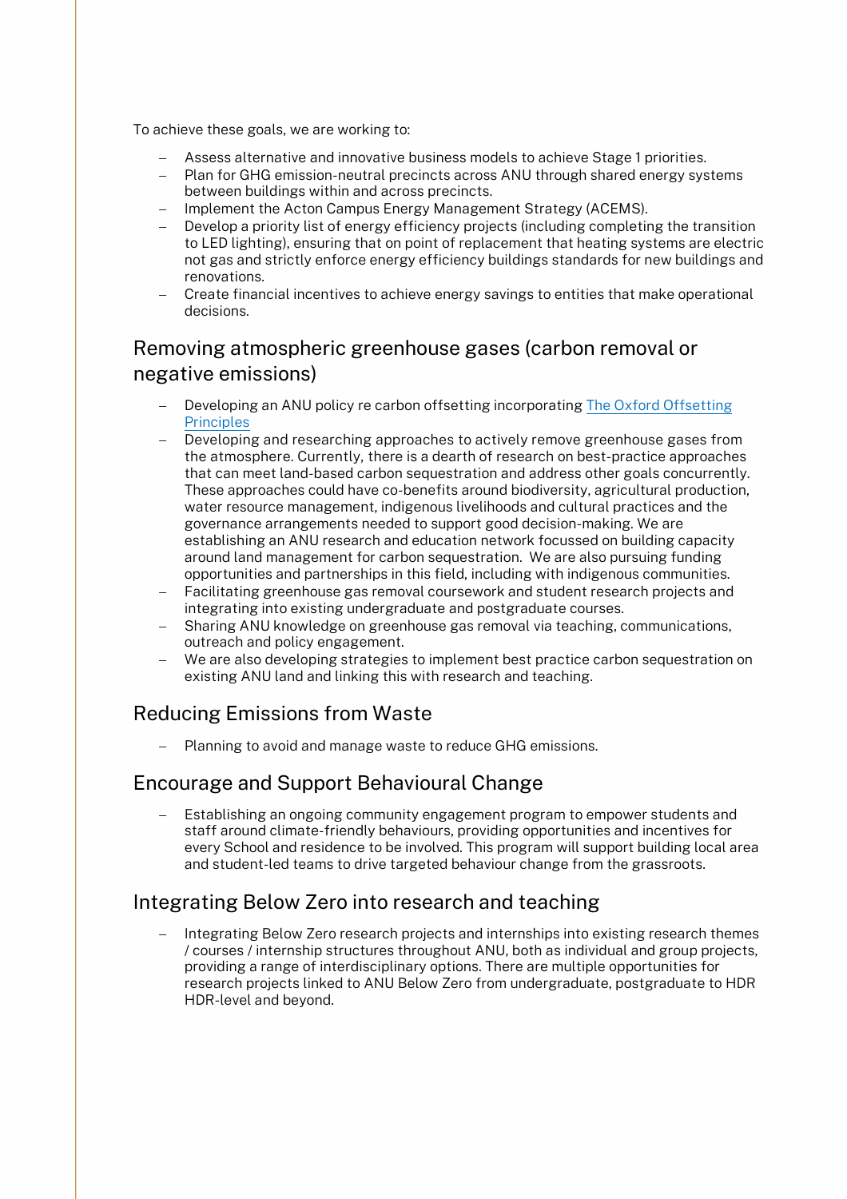To achieve these goals, we are working to:

- Assess alternative and innovative business models to achieve Stage 1 priorities.
- Plan for GHG emission-neutral precincts across ANU through shared energy systems between buildings within and across precincts.
- Implement the Acton Campus Energy Management Strategy (ACEMS).
- Develop a priority list of energy efficiency projects (including completing the transition to LED lighting), ensuring that on point of replacement that heating systems are electric not gas and strictly enforce energy efficiency buildings standards for new buildings and renovations.
- Create financial incentives to achieve energy savings to entities that make operational decisions.

## Removing atmospheric greenhouse gases (carbon removal or negative emissions)

- Developing an ANU policy re carbon offsetting incorporating [The Oxford Offsetting Principles]
- Developing and researching approaches to actively remove greenhouse gases from the atmosphere. Currently, there is a dearth of research on best-practice approaches that can meet land-based carbon sequestration and address other goals concurrently. These approaches could have co-benefits around biodiversity, agricultural production, water resource management, indigenous livelihoods and cultural practices and the governance arrangements needed to support good decision-making. We are establishing an ANU research and education network focussed on building capacity around land management for carbon sequestration. We are also pursuing funding opportunities and partnerships in this field, including with indigenous communities.
- Facilitating greenhouse gas removal coursework and student research projects and integrating into existing undergraduate and postgraduate courses.
- Sharing ANU knowledge on greenhouse gas removal via teaching, communications, outreach and policy engagement.
- We are also developing strategies to implement best practice carbon sequestration on existing ANU land and linking this with research and teaching.

## Reducing Emissions from Waste

- Planning to avoid and manage waste to reduce GHG emissions.

## Encourage and Support Behavioural Change

- Establishing an ongoing community engagement program to empower students and staff around climate-friendly behaviours, providing opportunities and incentives for every School and residence to be involved. This program will support building local area and student-led teams to drive targeted behaviour change from the grassroots.

## Integrating Below Zero into research and teaching

- Integrating Below Zero research projects and internships into existing research themes / courses / internship structures throughout ANU, both as individual and group projects, providing a range of interdisciplinary options. There are multiple opportunities for research projects linked to ANU Below Zero from undergraduate, postgraduate to HDR HDR-level and beyond.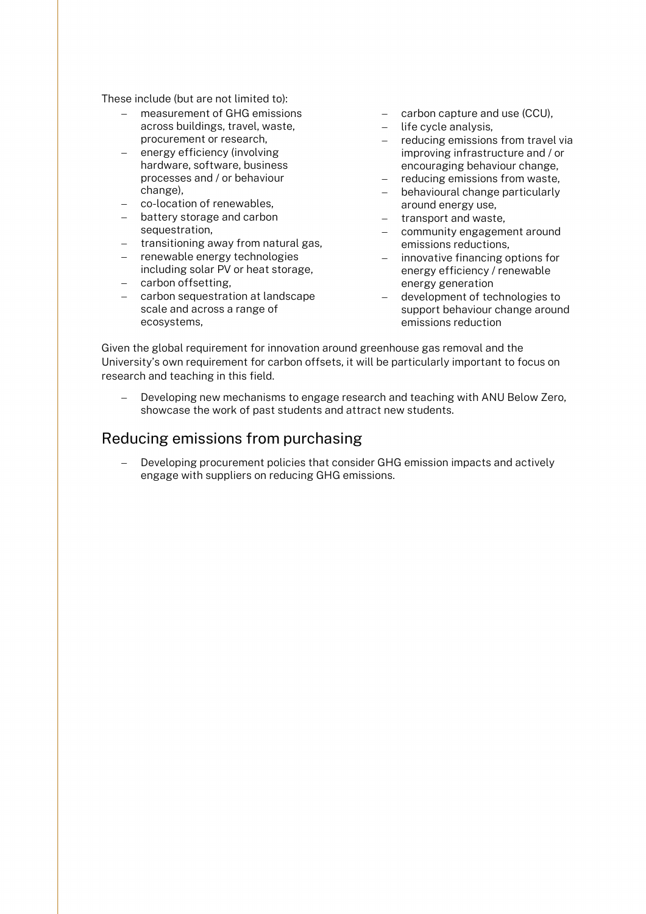These include (but are not limited to):

- measurement of GHG emissions across buildings, travel, waste, procurement or research,
- energy efficiency (involving hardware, software, business processes and / or behaviour change),
- co-location of renewables,
- battery storage and carbon sequestration,
- transitioning away from natural gas,
- renewable energy technologies including solar PV or heat storage,
- carbon offsetting,
- carbon sequestration at landscape scale and across a range of ecosystems,
- carbon capture and use (CCU),
- life cycle analysis,
- reducing emissions from travel via improving infrastructure and / or encouraging behaviour change,
- reducing emissions from waste,
- behavioural change particularly around energy use,
- transport and waste,
- community engagement around emissions reductions,
- innovative financing options for energy efficiency / renewable energy generation
- development of technologies to support behaviour change around emissions reduction

Given the global requirement for innovation around greenhouse gas removal and the University's own requirement for carbon offsets, it will be particularly important to focus on research and teaching in this field.

- Developing new mechanisms to engage research and teaching with ANU Below Zero, showcase the work of past students and attract new students.

## Reducing emissions from purchasing

- Developing procurement policies that consider GHG emission impacts and actively engage with suppliers on reducing GHG emissions.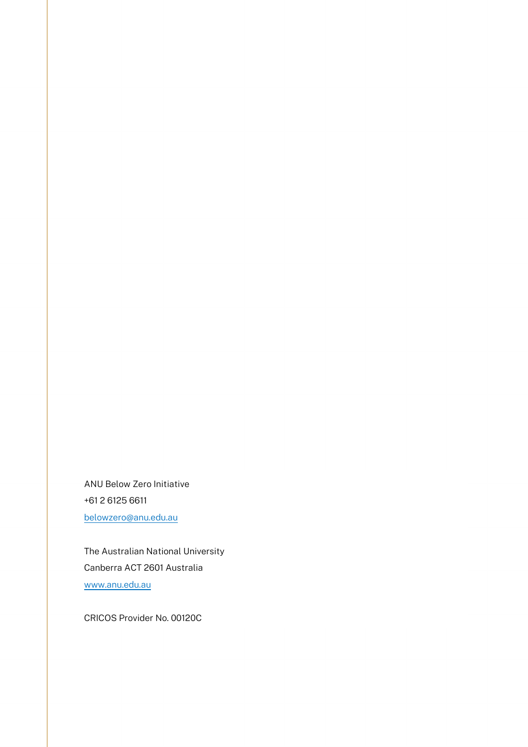ANU Below Zero Initiative
+61 2 6125 6611
belowzero@anu.edu.au

The Australian National University
Canberra ACT 2601 Australia
www.anu.edu.au

CRICOS Provider No. 00120C